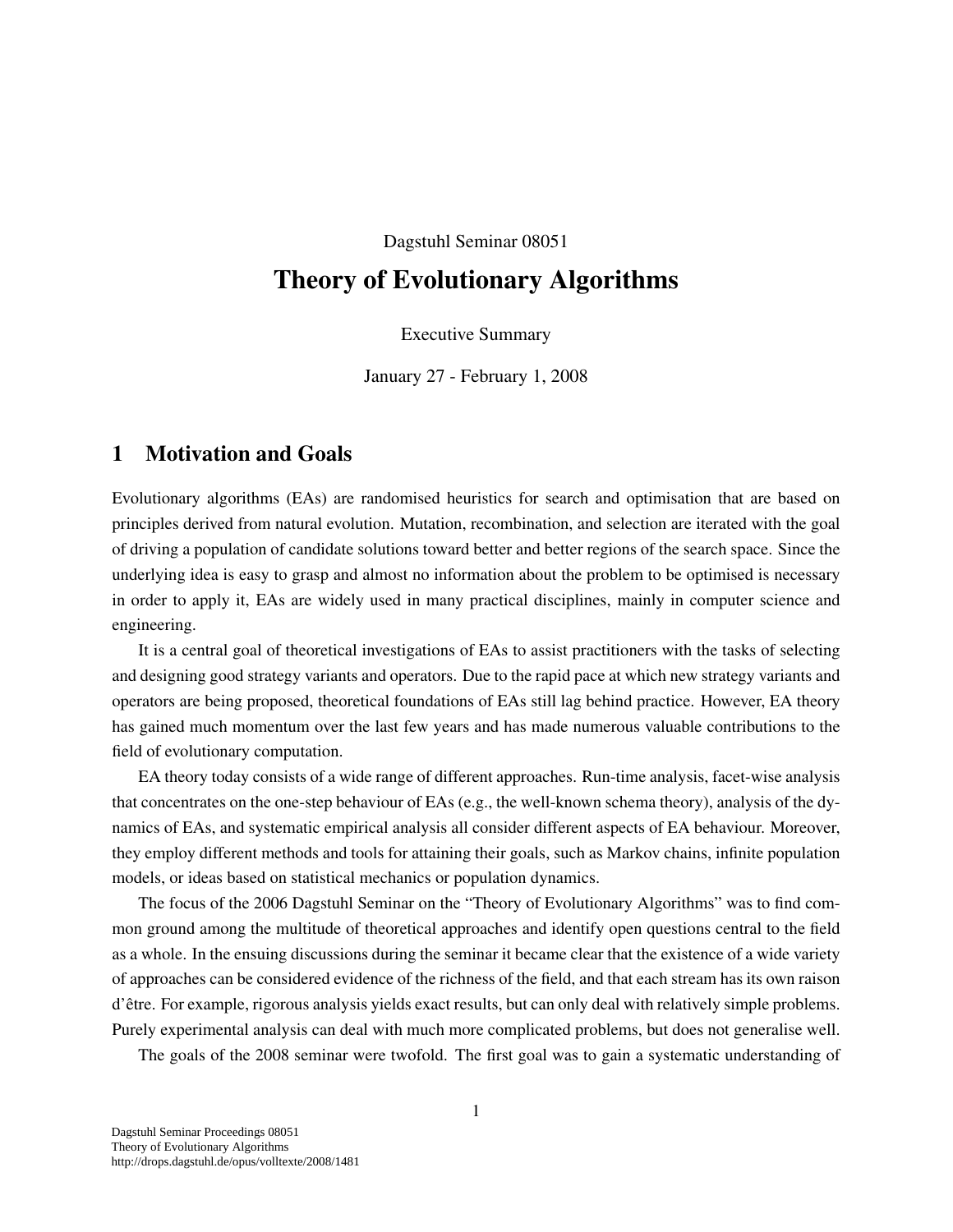Dagstuhl Seminar 08051

# Theory of Evolutionary Algorithms

Executive Summary

January 27 - February 1, 2008

## 1 Motivation and Goals

Evolutionary algorithms (EAs) are randomised heuristics for search and optimisation that are based on principles derived from natural evolution. Mutation, recombination, and selection are iterated with the goal of driving a population of candidate solutions toward better and better regions of the search space. Since the underlying idea is easy to grasp and almost no information about the problem to be optimised is necessary in order to apply it, EAs are widely used in many practical disciplines, mainly in computer science and engineering.

It is a central goal of theoretical investigations of EAs to assist practitioners with the tasks of selecting and designing good strategy variants and operators. Due to the rapid pace at which new strategy variants and operators are being proposed, theoretical foundations of EAs still lag behind practice. However, EA theory has gained much momentum over the last few years and has made numerous valuable contributions to the field of evolutionary computation.

EA theory today consists of a wide range of different approaches. Run-time analysis, facet-wise analysis that concentrates on the one-step behaviour of EAs (e.g., the well-known schema theory), analysis of the dynamics of EAs, and systematic empirical analysis all consider different aspects of EA behaviour. Moreover, they employ different methods and tools for attaining their goals, such as Markov chains, infinite population models, or ideas based on statistical mechanics or population dynamics.

The focus of the 2006 Dagstuhl Seminar on the "Theory of Evolutionary Algorithms" was to find common ground among the multitude of theoretical approaches and identify open questions central to the field as a whole. In the ensuing discussions during the seminar it became clear that the existence of a wide variety of approaches can be considered evidence of the richness of the field, and that each stream has its own raison d'être. For example, rigorous analysis yields exact results, but can only deal with relatively simple problems. Purely experimental analysis can deal with much more complicated problems, but does not generalise well.

The goals of the 2008 seminar were twofold. The first goal was to gain a systematic understanding of

Dagstuhl Seminar Proceedings 08051
Theory of Evolutionary Algorithms
http://drops.dagstuhl.de/opus/volltexte/2008/1481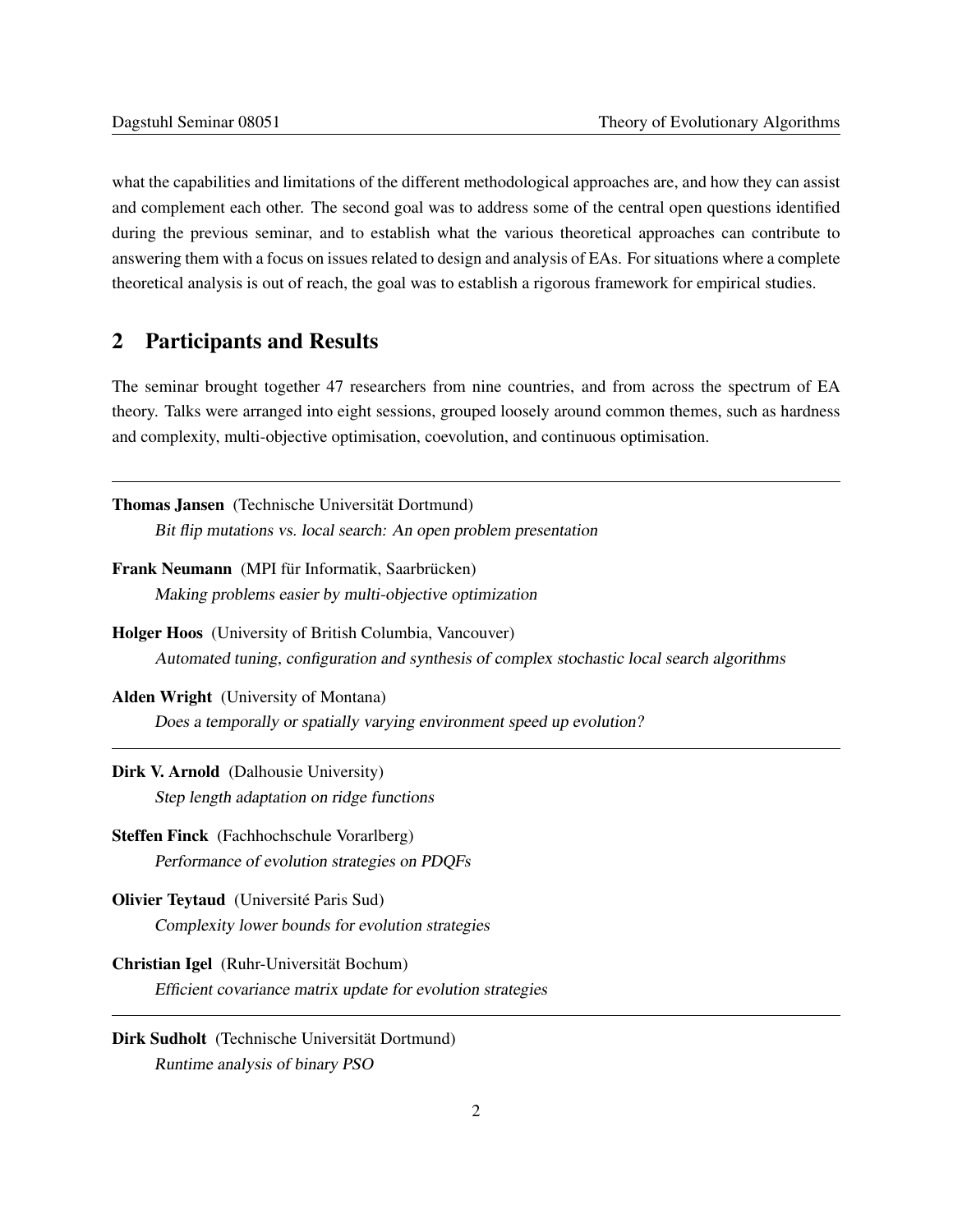what the capabilities and limitations of the different methodological approaches are, and how they can assist and complement each other. The second goal was to address some of the central open questions identified during the previous seminar, and to establish what the various theoretical approaches can contribute to answering them with a focus on issues related to design and analysis of EAs. For situations where a complete theoretical analysis is out of reach, the goal was to establish a rigorous framework for empirical studies.

## 2 Participants and Results

The seminar brought together 47 researchers from nine countries, and from across the spectrum of EA theory. Talks were arranged into eight sessions, grouped loosely around common themes, such as hardness and complexity, multi-objective optimisation, coevolution, and continuous optimisation.

---

**Thomas Jansen** (Technische Universität Dortmund)
*Bit flip mutations vs. local search: An open problem presentation*

**Frank Neumann** (MPI für Informatik, Saarbrücken)
*Making problems easier by multi-objective optimization*

**Holger Hoos** (University of British Columbia, Vancouver)
*Automated tuning, configuration and synthesis of complex stochastic local search algorithms*

**Alden Wright** (University of Montana)
*Does a temporally or spatially varying environment speed up evolution?*

---

**Dirk V. Arnold** (Dalhousie University)
*Step length adaptation on ridge functions*

**Steffen Finck** (Fachhochschule Vorarlberg)
*Performance of evolution strategies on PDQFs*

**Olivier Teytaud** (Université Paris Sud)
*Complexity lower bounds for evolution strategies*

**Christian Igel** (Ruhr-Universität Bochum)
*Efficient covariance matrix update for evolution strategies*

---

**Dirk Sudholt** (Technische Universität Dortmund)
*Runtime analysis of binary PSO*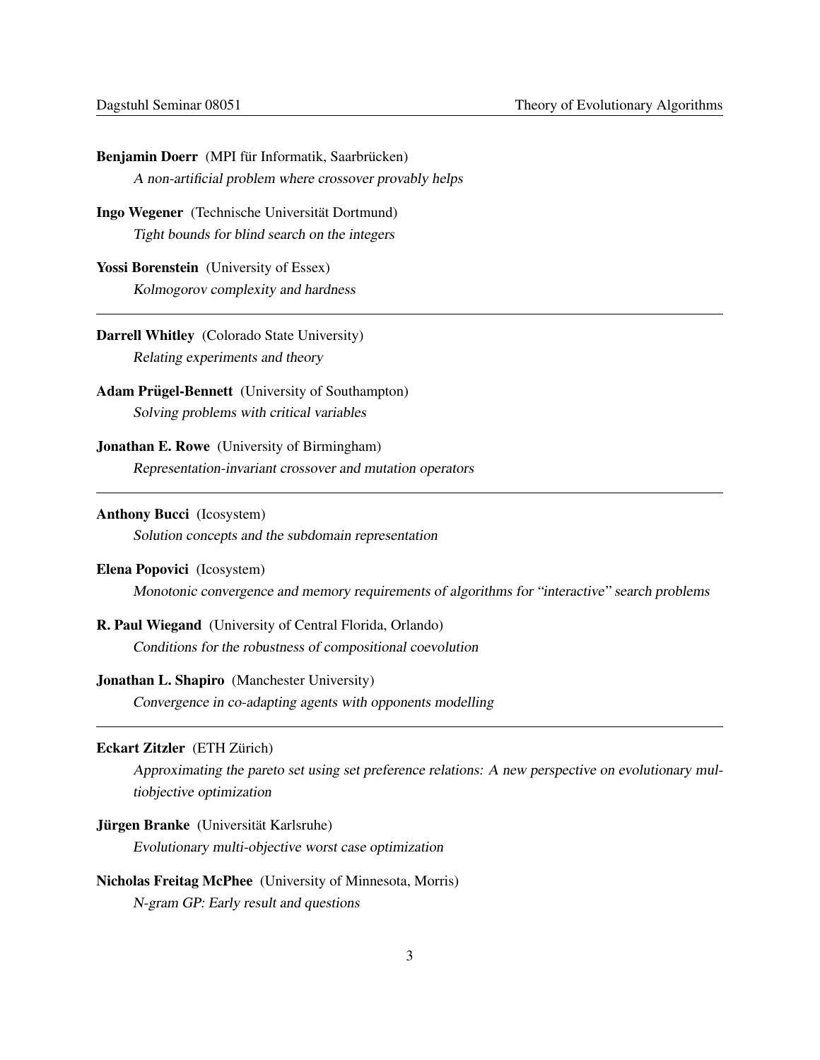**Benjamin Doerr** (MPI für Informatik, Saarbrücken)

*A non-artificial problem where crossover provably helps*

**Ingo Wegener** (Technische Universität Dortmund)

*Tight bounds for blind search on the integers*

**Yossi Borenstein** (University of Essex)

*Kolmogorov complexity and hardness*

---

**Darrell Whitley** (Colorado State University)

*Relating experiments and theory*

**Adam Prügel-Bennett** (University of Southampton)

*Solving problems with critical variables*

**Jonathan E. Rowe** (University of Birmingham)

*Representation-invariant crossover and mutation operators*

---

**Anthony Bucci** (Icosystem)

*Solution concepts and the subdomain representation*

**Elena Popovici** (Icosystem)

*Monotonic convergence and memory requirements of algorithms for "interactive" search problems*

**R. Paul Wiegand** (University of Central Florida, Orlando)

*Conditions for the robustness of compositional coevolution*

**Jonathan L. Shapiro** (Manchester University)

*Convergence in co-adapting agents with opponents modelling*

---

**Eckart Zitzler** (ETH Zürich)

*Approximating the pareto set using set preference relations: A new perspective on evolutionary multiobjective optimization*

**Jürgen Branke** (Universität Karlsruhe)

*Evolutionary multi-objective worst case optimization*

**Nicholas Freitag McPhee** (University of Minnesota, Morris)

*N-gram GP: Early result and questions*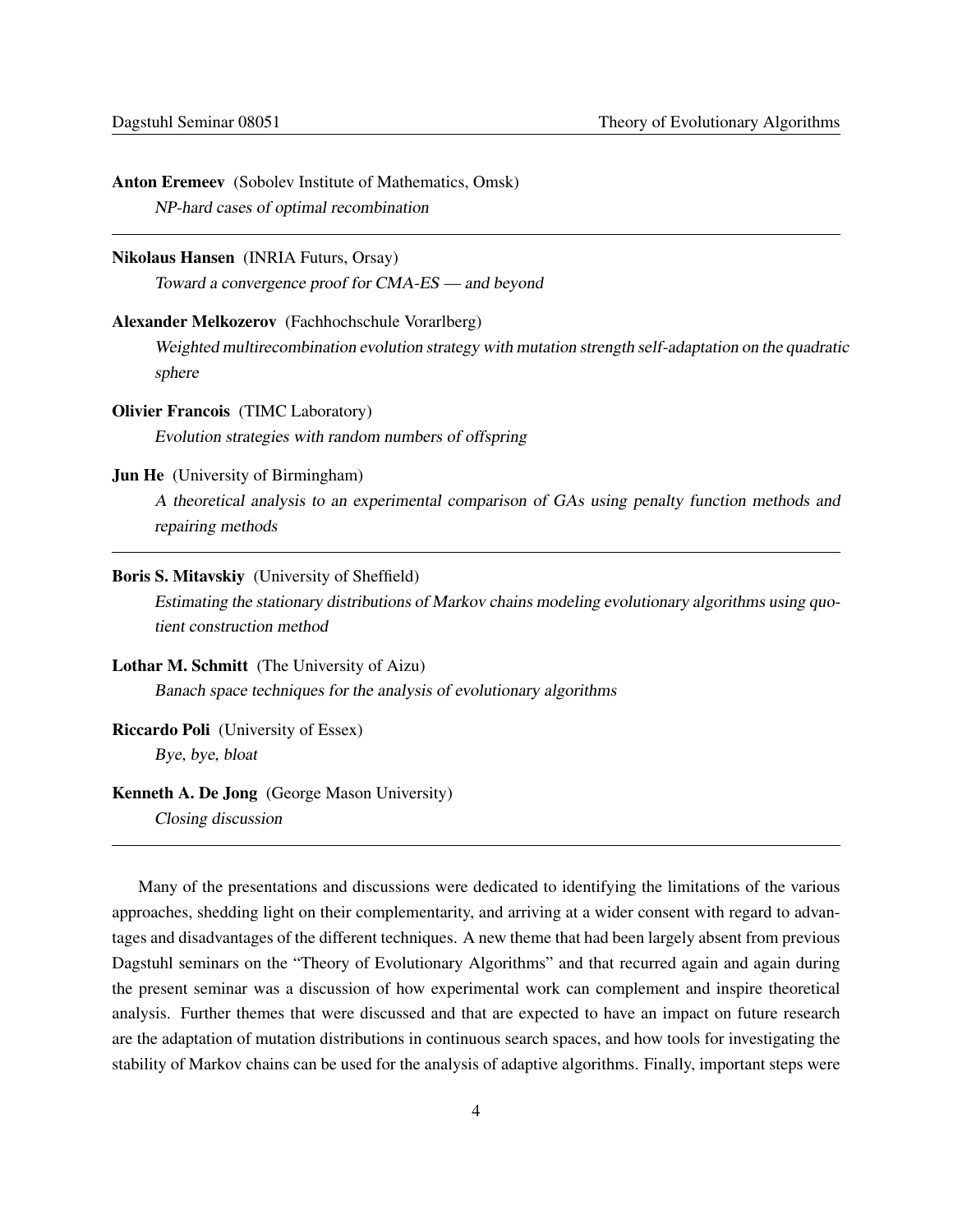**Anton Eremeev** (Sobolev Institute of Mathematics, Omsk)
*NP-hard cases of optimal recombination*

---

**Nikolaus Hansen** (INRIA Futurs, Orsay)
*Toward a convergence proof for CMA-ES — and beyond*

**Alexander Melkozerov** (Fachhochschule Vorarlberg)
*Weighted multirecombination evolution strategy with mutation strength self-adaptation on the quadratic sphere*

**Olivier Francois** (TIMC Laboratory)
*Evolution strategies with random numbers of offspring*

**Jun He** (University of Birmingham)
*A theoretical analysis to an experimental comparison of GAs using penalty function methods and repairing methods*

---

**Boris S. Mitavskiy** (University of Sheffield)
*Estimating the stationary distributions of Markov chains modeling evolutionary algorithms using quotient construction method*

**Lothar M. Schmitt** (The University of Aizu)
*Banach space techniques for the analysis of evolutionary algorithms*

**Riccardo Poli** (University of Essex)
*Bye, bye, bloat*

**Kenneth A. De Jong** (George Mason University)
*Closing discussion*

---

Many of the presentations and discussions were dedicated to identifying the limitations of the various approaches, shedding light on their complementarity, and arriving at a wider consent with regard to advantages and disadvantages of the different techniques. A new theme that had been largely absent from previous Dagstuhl seminars on the "Theory of Evolutionary Algorithms" and that recurred again and again during the present seminar was a discussion of how experimental work can complement and inspire theoretical analysis. Further themes that were discussed and that are expected to have an impact on future research are the adaptation of mutation distributions in continuous search spaces, and how tools for investigating the stability of Markov chains can be used for the analysis of adaptive algorithms. Finally, important steps were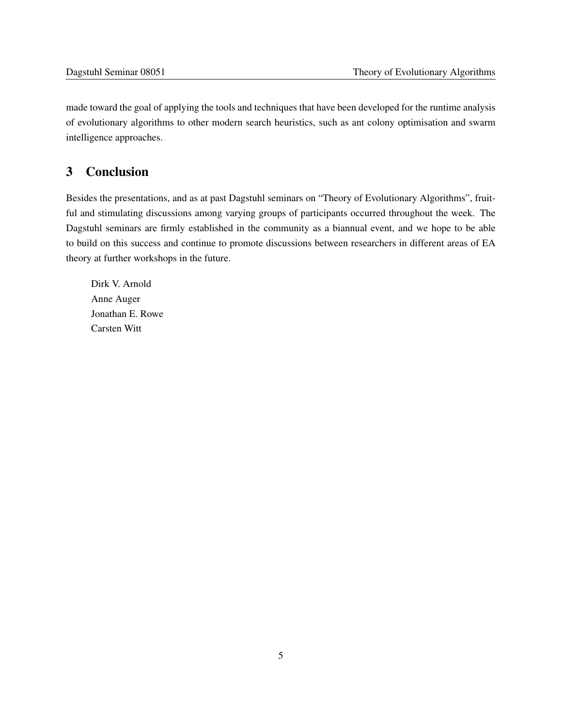made toward the goal of applying the tools and techniques that have been developed for the runtime analysis of evolutionary algorithms to other modern search heuristics, such as ant colony optimisation and swarm intelligence approaches.

## 3 Conclusion

Besides the presentations, and as at past Dagstuhl seminars on "Theory of Evolutionary Algorithms", fruitful and stimulating discussions among varying groups of participants occurred throughout the week. The Dagstuhl seminars are firmly established in the community as a biannual event, and we hope to be able to build on this success and continue to promote discussions between researchers in different areas of EA theory at further workshops in the future.

Dirk V. Arnold
Anne Auger
Jonathan E. Rowe
Carsten Witt